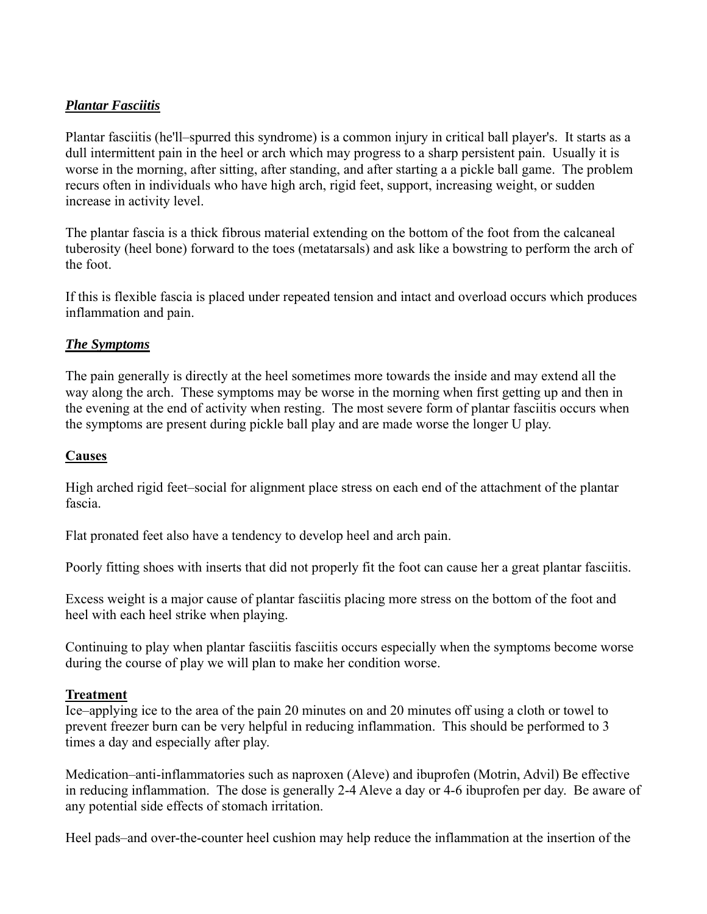***Plantar Fasciitis***

Plantar fasciitis (he'll–spurred this syndrome) is a common injury in critical ball player's. It starts as a dull intermittent pain in the heel or arch which may progress to a sharp persistent pain. Usually it is worse in the morning, after sitting, after standing, and after starting a a pickle ball game. The problem recurs often in individuals who have high arch, rigid feet, support, increasing weight, or sudden increase in activity level.

The plantar fascia is a thick fibrous material extending on the bottom of the foot from the calcaneal tuberosity (heel bone) forward to the toes (metatarsals) and ask like a bowstring to perform the arch of the foot.

If this is flexible fascia is placed under repeated tension and intact and overload occurs which produces inflammation and pain.

***The Symptoms***

The pain generally is directly at the heel sometimes more towards the inside and may extend all the way along the arch. These symptoms may be worse in the morning when first getting up and then in the evening at the end of activity when resting. The most severe form of plantar fasciitis occurs when the symptoms are present during pickle ball play and are made worse the longer U play.

**Causes**

High arched rigid feet–social for alignment place stress on each end of the attachment of the plantar fascia.

Flat pronated feet also have a tendency to develop heel and arch pain.

Poorly fitting shoes with inserts that did not properly fit the foot can cause her a great plantar fasciitis.

Excess weight is a major cause of plantar fasciitis placing more stress on the bottom of the foot and heel with each heel strike when playing.

Continuing to play when plantar fasciitis fasciitis occurs especially when the symptoms become worse during the course of play we will plan to make her condition worse.

**Treatment**

Ice–applying ice to the area of the pain 20 minutes on and 20 minutes off using a cloth or towel to prevent freezer burn can be very helpful in reducing inflammation. This should be performed to 3 times a day and especially after play.

Medication–anti-inflammatories such as naproxen (Aleve) and ibuprofen (Motrin, Advil) Be effective in reducing inflammation. The dose is generally 2-4 Aleve a day or 4-6 ibuprofen per day. Be aware of any potential side effects of stomach irritation.

Heel pads–and over-the-counter heel cushion may help reduce the inflammation at the insertion of the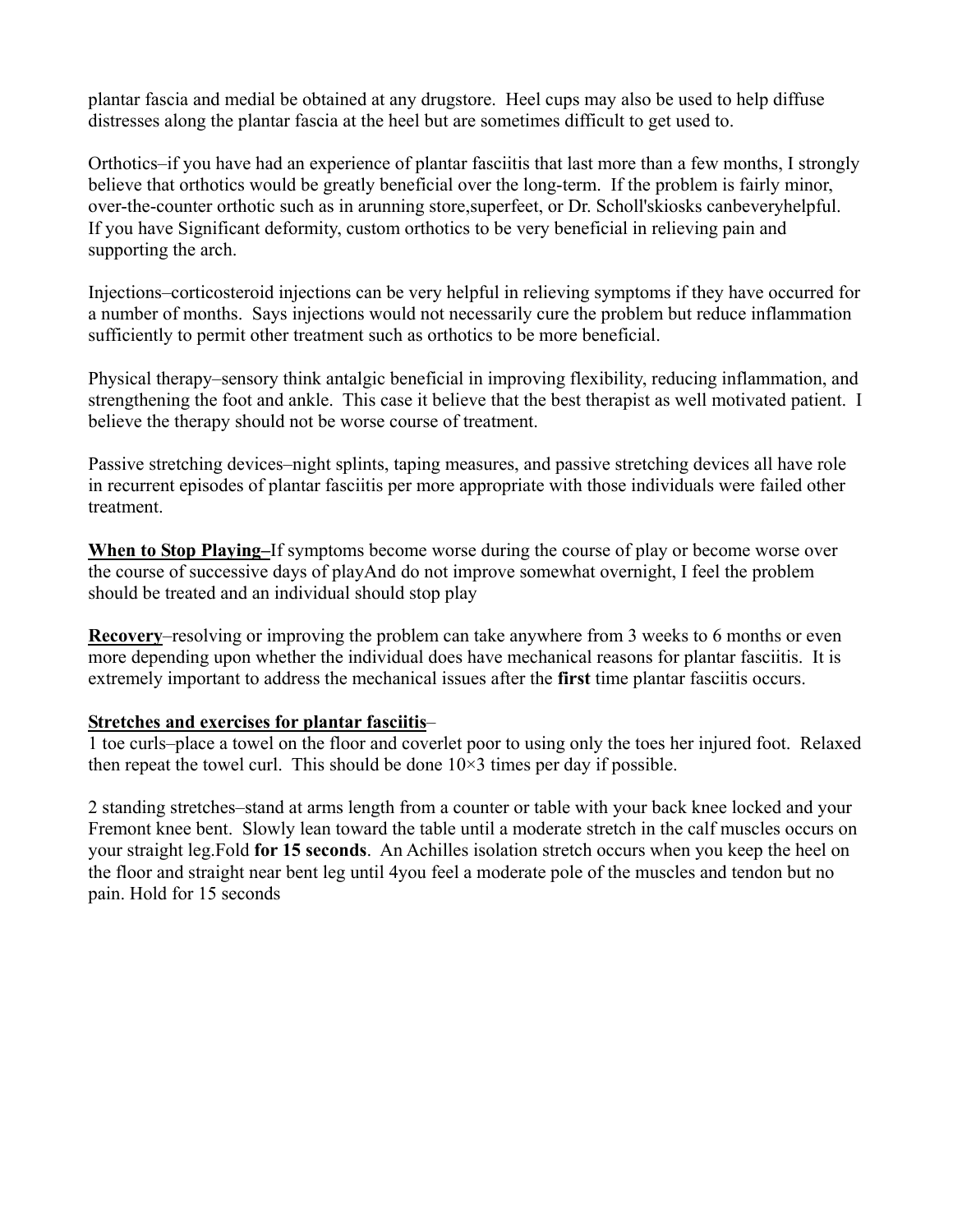plantar fascia and medial be obtained at any drugstore. Heel cups may also be used to help diffuse distresses along the plantar fascia at the heel but are sometimes difficult to get used to.

Orthotics–if you have had an experience of plantar fasciitis that last more than a few months, I strongly believe that orthotics would be greatly beneficial over the long-term. If the problem is fairly minor, over-the-counter orthotic such as in arunning store,superfeet, or Dr. Scholl'skiosks canbeveryhelpful. If you have Significant deformity, custom orthotics to be very beneficial in relieving pain and supporting the arch.

Injections–corticosteroid injections can be very helpful in relieving symptoms if they have occurred for a number of months. Says injections would not necessarily cure the problem but reduce inflammation sufficiently to permit other treatment such as orthotics to be more beneficial.

Physical therapy–sensory think antalgic beneficial in improving flexibility, reducing inflammation, and strengthening the foot and ankle. This case it believe that the best therapist as well motivated patient. I believe the therapy should not be worse course of treatment.

Passive stretching devices–night splints, taping measures, and passive stretching devices all have role in recurrent episodes of plantar fasciitis per more appropriate with those individuals were failed other treatment.

<u>**When to Stop Playing–**</u>If symptoms become worse during the course of play or become worse over the course of successive days of playAnd do not improve somewhat overnight, I feel the problem should be treated and an individual should stop play

<u>**Recovery**</u>–resolving or improving the problem can take anywhere from 3 weeks to 6 months or even more depending upon whether the individual does have mechanical reasons for plantar fasciitis. It is extremely important to address the mechanical issues after the **first** time plantar fasciitis occurs.

<u>**Stretches and exercises for plantar fasciitis**</u>–

1 toe curls–place a towel on the floor and coverlet poor to using only the toes her injured foot. Relaxed then repeat the towel curl. This should be done 10×3 times per day if possible.

2 standing stretches–stand at arms length from a counter or table with your back knee locked and your Fremont knee bent. Slowly lean toward the table until a moderate stretch in the calf muscles occurs on your straight leg.Fold **for 15 seconds**. An Achilles isolation stretch occurs when you keep the heel on the floor and straight near bent leg until 4you feel a moderate pole of the muscles and tendon but no pain. Hold for 15 seconds